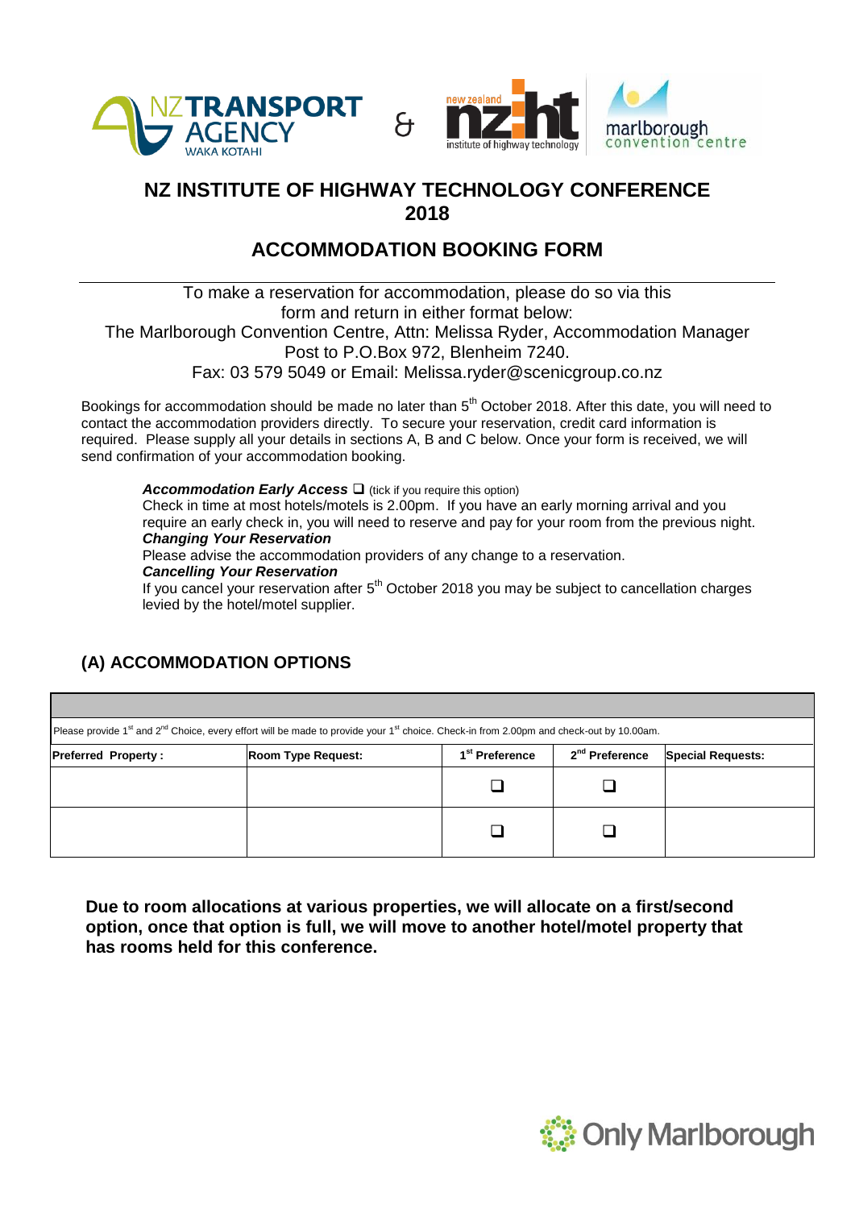NZ TRANSPORT AGENCY WAKA KOTAHI & new zealand institute of highway technology | marlborough convention centre

# NZ INSTITUTE OF HIGHWAY TECHNOLOGY CONFERENCE 2018

## ACCOMMODATION BOOKING FORM

To make a reservation for accommodation, please do so via this form and return in either format below:
The Marlborough Convention Centre, Attn: Melissa Ryder, Accommodation Manager
Post to P.O.Box 972, Blenheim 7240.
Fax: 03 579 5049 or Email: Melissa.ryder@scenicgroup.co.nz

Bookings for accommodation should be made no later than 5th October 2018. After this date, you will need to contact the accommodation providers directly. To secure your reservation, credit card information is required. Please supply all your details in sections A, B and C below. Once your form is received, we will send confirmation of your accommodation booking.

***Accommodation Early Access*** ❑ (tick if you require this option)
Check in time at most hotels/motels is 2.00pm. If you have an early morning arrival and you require an early check in, you will need to reserve and pay for your room from the previous night.

***Changing Your Reservation***
Please advise the accommodation providers of any change to a reservation.

***Cancelling Your Reservation***
If you cancel your reservation after 5th October 2018 you may be subject to cancellation charges levied by the hotel/motel supplier.

## (A) ACCOMMODATION OPTIONS

| | | | | |
|---|---|---|---|---|
| Please provide 1st and 2nd Choice, every effort will be made to provide your 1st choice. Check-in from 2.00pm and check-out by 10.00am. | | | | |
| **Preferred Property :** | **Room Type Request:** | **1st Preference** | **2nd Preference** | **Special Requests:** |
| | | ❑ | ❑ | |
| | | ❑ | ❑ | |

**Due to room allocations at various properties, we will allocate on a first/second option, once that option is full, we will move to another hotel/motel property that has rooms held for this conference.**

Only Marlborough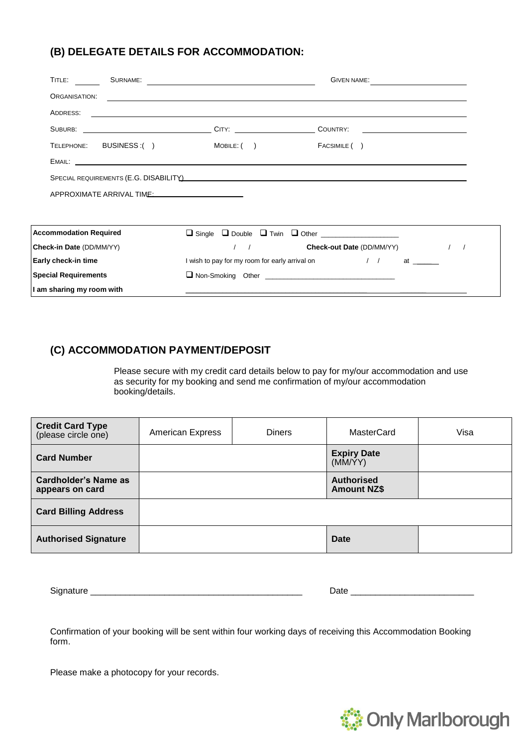## (B) DELEGATE DETAILS FOR ACCOMMODATION:

TITLE: ______ SURNAME: ____________________ GIVEN NAME: ____________________

ORGANISATION: ____________________

ADDRESS: ____________________

SUBURB: ____________________ CITY: ____________________ COUNTRY: ____________________

TELEPHONE: BUSINESS :( ) MOBILE: ( ) FACSIMILE ( )

EMAIL: ____________________

SPECIAL REQUIREMENTS (E.G. DISABILITY) ____________________

APPROXIMATE ARRIVAL TIME: ____________________

| | | | |
|---|---|---|---|
| **Accommodation Required** | ❑ Single ❑ Double ❑ Twin ❑ Other ____________ | | |
| **Check-in Date** (DD/MM/YY) | / / | **Check-out Date** (DD/MM/YY) | / / |
| **Early check-in time** | I wish to pay for my room for early arrival on | / / | at ______ |
| **Special Requirements** | ❑ Non-Smoking Other ____________ | | |
| **I am sharing my room with** | ____________ | | |

## (C) ACCOMMODATION PAYMENT/DEPOSIT

Please secure with my credit card details below to pay for my/our accommodation and use as security for my booking and send me confirmation of my/our accommodation booking/details.

| **Credit Card Type** (please circle one) | American Express | Diners | MasterCard | Visa |
|---|---|---|---|---|
| **Card Number** | | | **Expiry Date** (MM/YY) | |
| **Cardholder's Name as appears on card** | | | **Authorised Amount NZ$** | |
| **Card Billing Address** | | | | |
| **Authorised Signature** | | | **Date** | |

Signature ____________________________________________ Date __________________________

Confirmation of your booking will be sent within four working days of receiving this Accommodation Booking form.

Please make a photocopy for your records.

Only Marlborough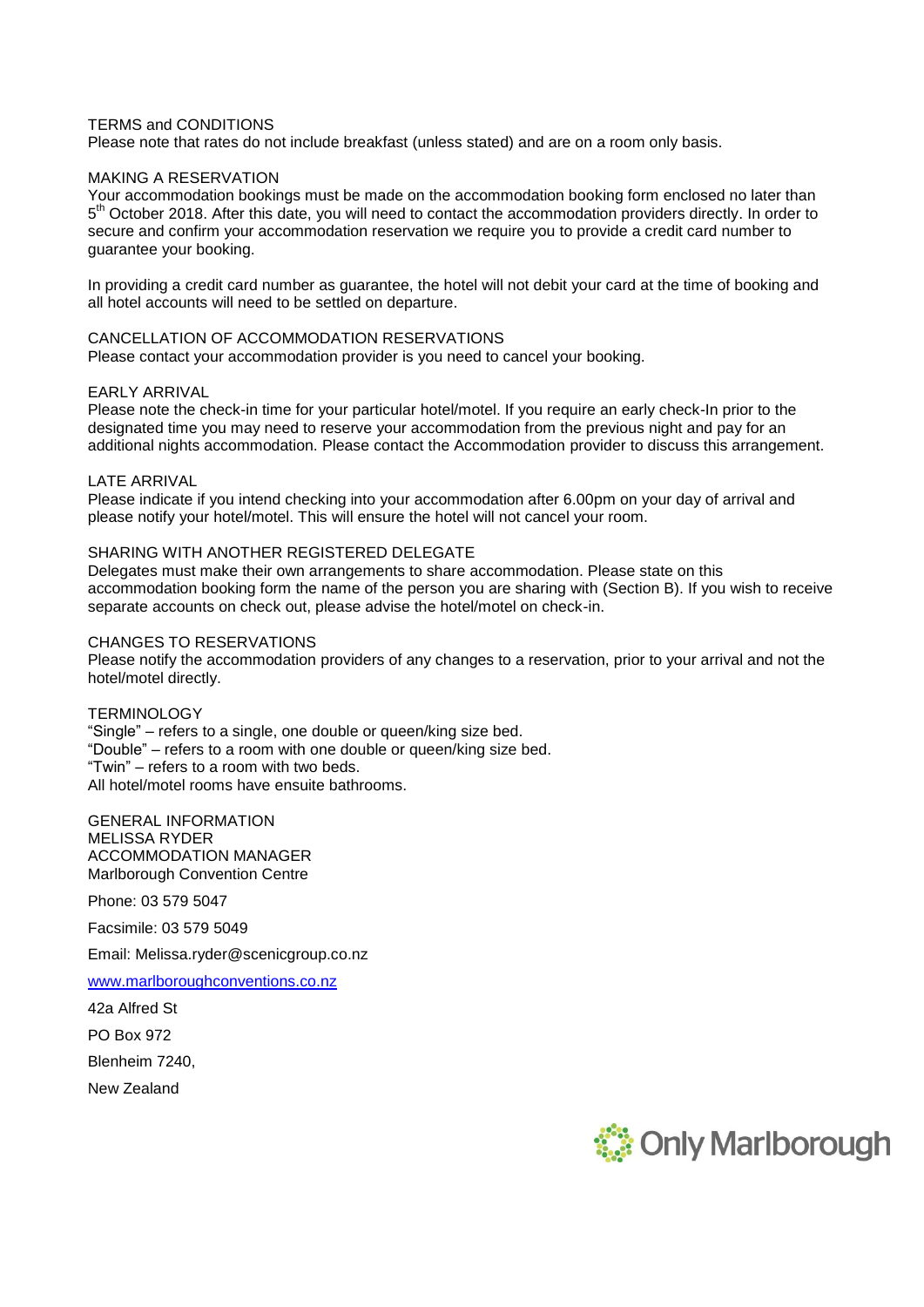## TERMS and CONDITIONS

Please note that rates do not include breakfast (unless stated) and are on a room only basis.

## MAKING A RESERVATION

Your accommodation bookings must be made on the accommodation booking form enclosed no later than 5th October 2018. After this date, you will need to contact the accommodation providers directly. In order to secure and confirm your accommodation reservation we require you to provide a credit card number to guarantee your booking.

In providing a credit card number as guarantee, the hotel will not debit your card at the time of booking and all hotel accounts will need to be settled on departure.

## CANCELLATION OF ACCOMMODATION RESERVATIONS

Please contact your accommodation provider is you need to cancel your booking.

## EARLY ARRIVAL

Please note the check-in time for your particular hotel/motel. If you require an early check-In prior to the designated time you may need to reserve your accommodation from the previous night and pay for an additional nights accommodation. Please contact the Accommodation provider to discuss this arrangement.

## LATE ARRIVAL

Please indicate if you intend checking into your accommodation after 6.00pm on your day of arrival and please notify your hotel/motel. This will ensure the hotel will not cancel your room.

## SHARING WITH ANOTHER REGISTERED DELEGATE

Delegates must make their own arrangements to share accommodation. Please state on this accommodation booking form the name of the person you are sharing with (Section B). If you wish to receive separate accounts on check out, please advise the hotel/motel on check-in.

## CHANGES TO RESERVATIONS

Please notify the accommodation providers of any changes to a reservation, prior to your arrival and not the hotel/motel directly.

## TERMINOLOGY

"Single" – refers to a single, one double or queen/king size bed.
"Double" – refers to a room with one double or queen/king size bed.
"Twin" – refers to a room with two beds.
All hotel/motel rooms have ensuite bathrooms.

## GENERAL INFORMATION

MELISSA RYDER
ACCOMMODATION MANAGER
Marlborough Convention Centre

Phone: 03 579 5047

Facsimile: 03 579 5049

Email: Melissa.ryder@scenicgroup.co.nz

www.marlboroughconventions.co.nz

42a Alfred St

PO Box 972

Blenheim 7240,

New Zealand

Only Marlborough